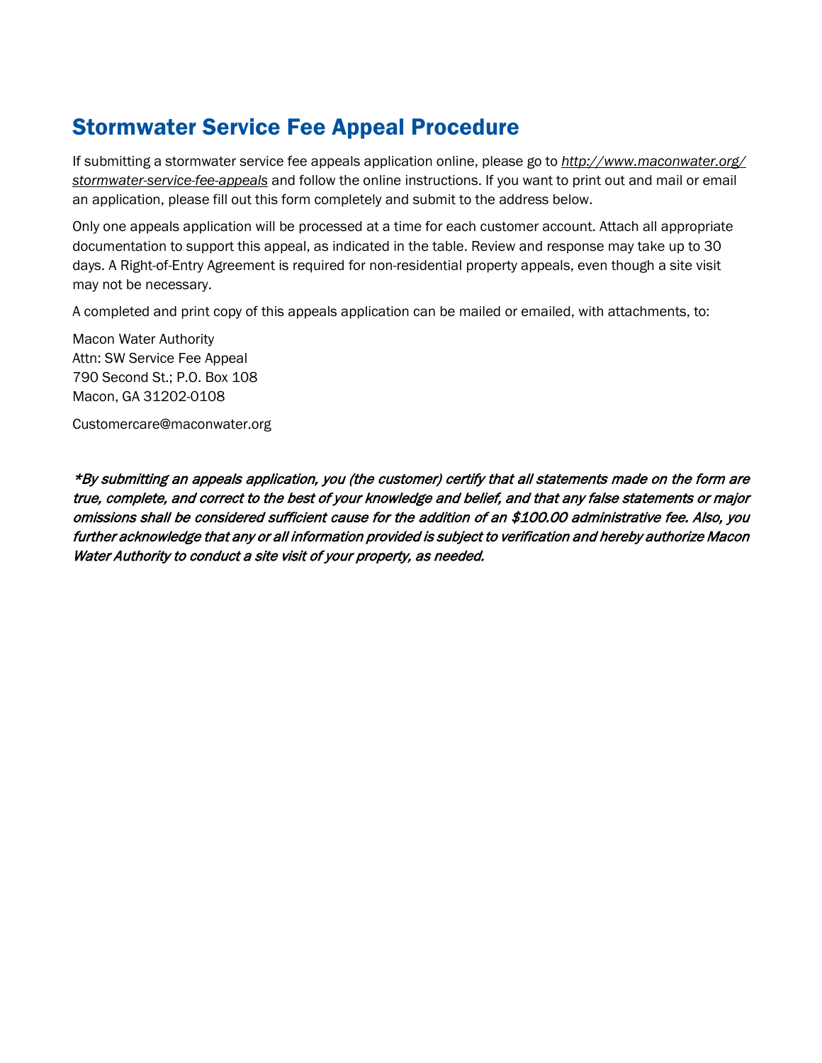# Stormwater Service Fee Appeal Procedure

If submitting a stormwater service fee appeals application online, please go to *http://www.maconwater.org/stormwater-service-fee-appeals* and follow the online instructions. If you want to print out and mail or email an application, please fill out this form completely and submit to the address below.

Only one appeals application will be processed at a time for each customer account. Attach all appropriate documentation to support this appeal, as indicated in the table. Review and response may take up to 30 days. A Right-of-Entry Agreement is required for non-residential property appeals, even though a site visit may not be necessary.

A completed and print copy of this appeals application can be mailed or emailed, with attachments, to:

Macon Water Authority  
Attn: SW Service Fee Appeal  
790 Second St.; P.O. Box 108  
Macon, GA 31202-0108

Customercare@maconwater.org

*\*By submitting an appeals application, you (the customer) certify that all statements made on the form are true, complete, and correct to the best of your knowledge and belief, and that any false statements or major omissions shall be considered sufficient cause for the addition of an $100.00 administrative fee. Also, you further acknowledge that any or all information provided is subject to verification and hereby authorize Macon Water Authority to conduct a site visit of your property, as needed.*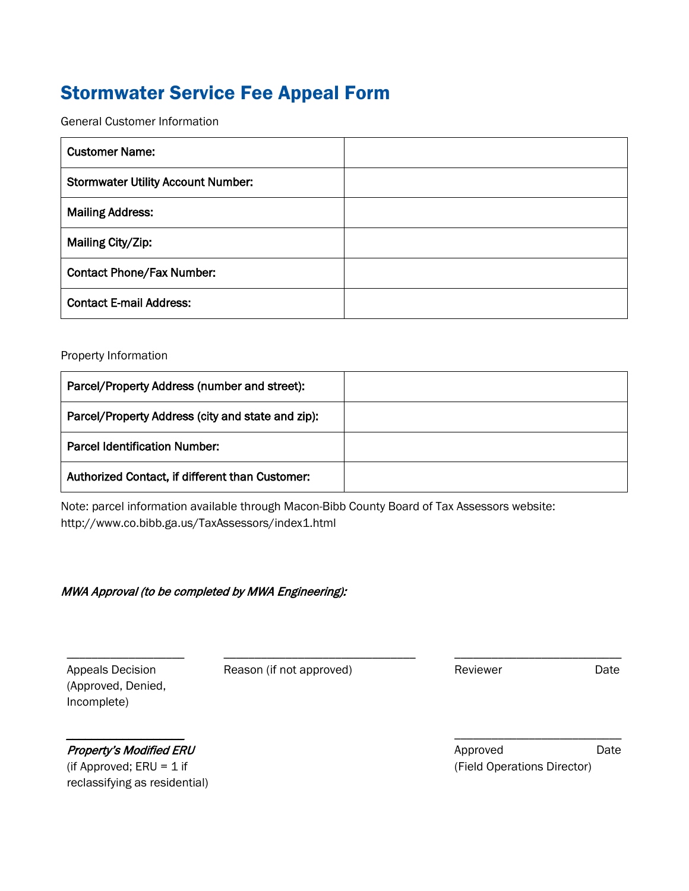# Stormwater Service Fee Appeal Form

General Customer Information

| | |
|---|---|
| **Customer Name:** | |
| **Stormwater Utility Account Number:** | |
| **Mailing Address:** | |
| **Mailing City/Zip:** | |
| **Contact Phone/Fax Number:** | |
| **Contact E-mail Address:** | |

Property Information

| | |
|---|---|
| **Parcel/Property Address (number and street):** | |
| **Parcel/Property Address (city and state and zip):** | |
| **Parcel Identification Number:** | |
| **Authorized Contact, if different than Customer:** | |

Note: parcel information available through Macon-Bibb County Board of Tax Assessors website: http://www.co.bibb.ga.us/TaxAssessors/index1.html

*MWA Approval (to be completed by MWA Engineering):*

\_\_\_\_\_\_\_\_\_\_\_\_\_\_\_\_\_\_\_\_
Appeals Decision (Approved, Denied, Incomplete)

\_\_\_\_\_\_\_\_\_\_\_\_\_\_\_\_\_\_\_\_\_\_\_\_\_\_\_\_\_\_\_\_
Reason (if not approved)

\_\_\_\_\_\_\_\_\_\_\_\_\_\_\_\_\_\_\_\_\_\_\_\_\_\_\_\_
Reviewer Date

\_\_\_\_\_\_\_\_\_\_\_\_\_\_\_\_\_\_\_\_
*Property's Modified ERU* (if Approved; ERU = 1 if reclassifying as residential)

\_\_\_\_\_\_\_\_\_\_\_\_\_\_\_\_\_\_\_\_\_\_\_\_\_\_\_\_
Approved Date
(Field Operations Director)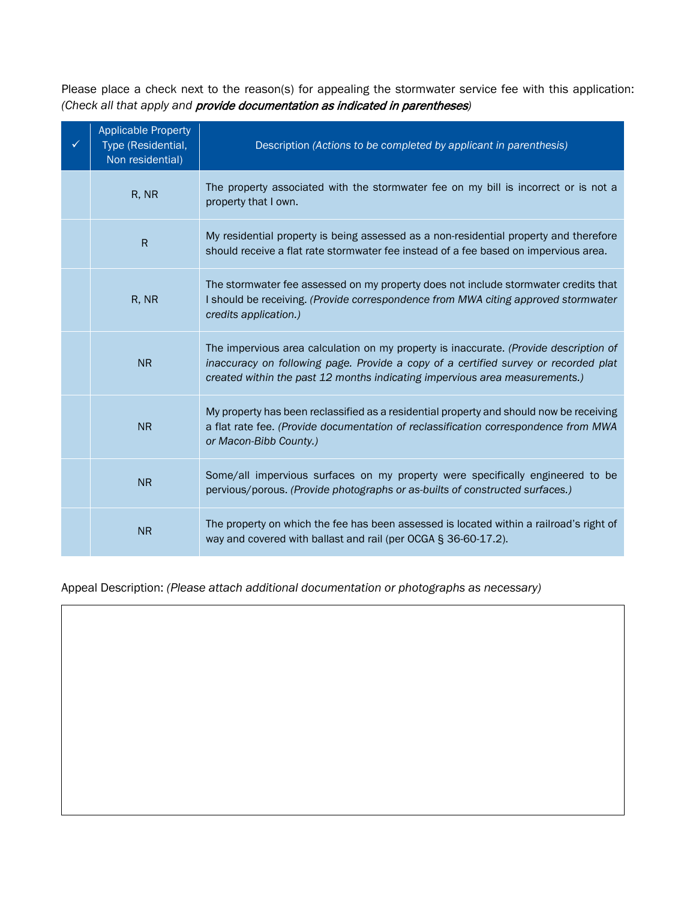Please place a check next to the reason(s) for appealing the stormwater service fee with this application: *(Check all that apply and **provide documentation as indicated in parentheses**)*

| ✓ | Applicable Property Type (Residential, Non residential) | Description *(Actions to be completed by applicant in parenthesis)* |
|---|---|---|
| | R, NR | The property associated with the stormwater fee on my bill is incorrect or is not a property that I own. |
| | R | My residential property is being assessed as a non-residential property and therefore should receive a flat rate stormwater fee instead of a fee based on impervious area. |
| | R, NR | The stormwater fee assessed on my property does not include stormwater credits that I should be receiving. *(Provide correspondence from MWA citing approved stormwater credits application.)* |
| | NR | The impervious area calculation on my property is inaccurate. *(Provide description of inaccuracy on following page. Provide a copy of a certified survey or recorded plat created within the past 12 months indicating impervious area measurements.)* |
| | NR | My property has been reclassified as a residential property and should now be receiving a flat rate fee. *(Provide documentation of reclassification correspondence from MWA or Macon-Bibb County.)* |
| | NR | Some/all impervious surfaces on my property were specifically engineered to be pervious/porous. *(Provide photographs or as-builts of constructed surfaces.)* |
| | NR | The property on which the fee has been assessed is located within a railroad's right of way and covered with ballast and rail (per OCGA § 36-60-17.2). |

Appeal Description: *(Please attach additional documentation or photographs as necessary)*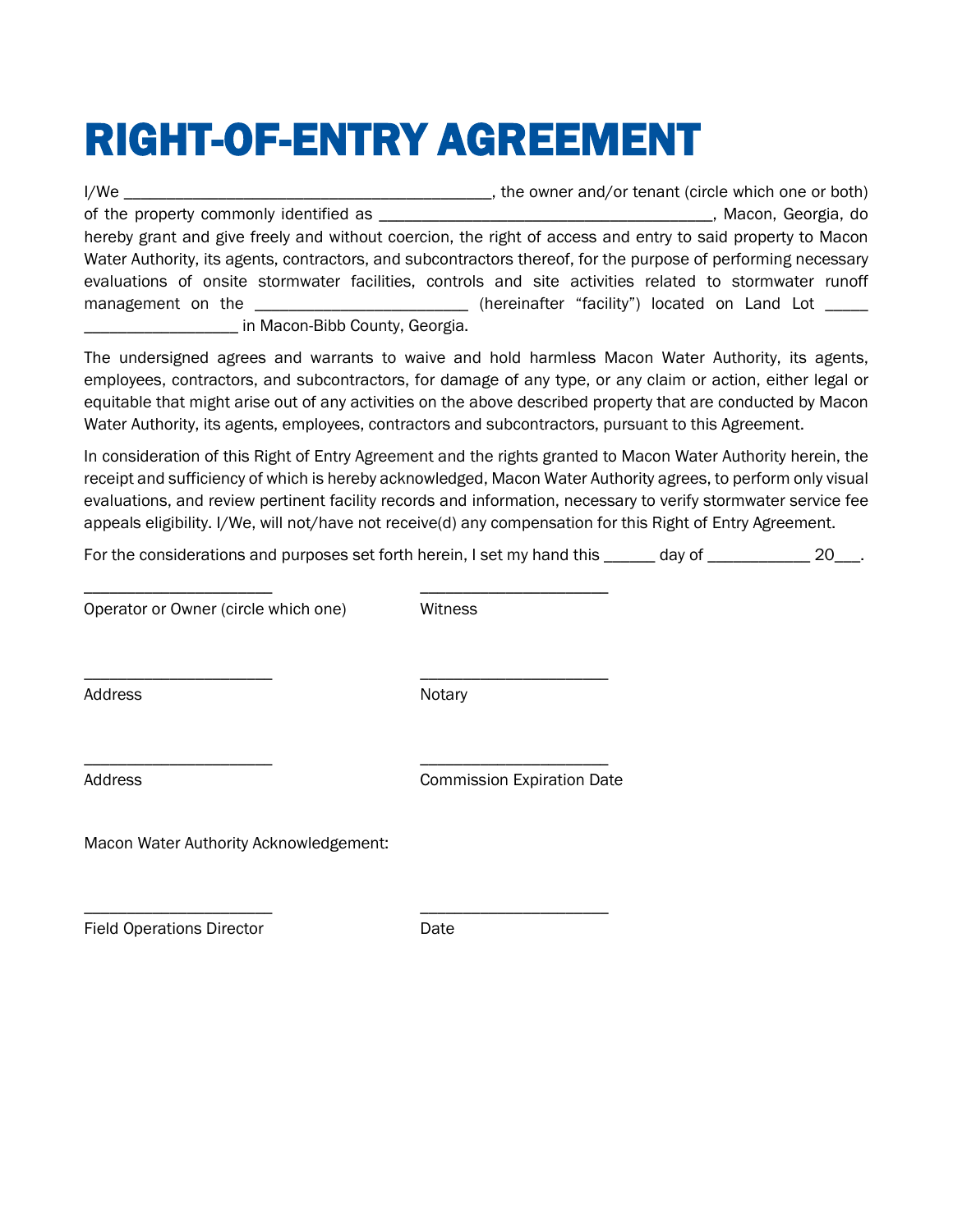# RIGHT-OF-ENTRY AGREEMENT

I/We ____________________________________________, the owner and/or tenant (circle which one or both) of the property commonly identified as _________________________________________, Macon, Georgia, do hereby grant and give freely and without coercion, the right of access and entry to said property to Macon Water Authority, its agents, contractors, and subcontractors thereof, for the purpose of performing necessary evaluations of onsite stormwater facilities, controls and site activities related to stormwater runoff management on the _________________________ (hereinafter "facility") located on Land Lot _____ __________________ in Macon-Bibb County, Georgia.

The undersigned agrees and warrants to waive and hold harmless Macon Water Authority, its agents, employees, contractors, and subcontractors, for damage of any type, or any claim or action, either legal or equitable that might arise out of any activities on the above described property that are conducted by Macon Water Authority, its agents, employees, contractors and subcontractors, pursuant to this Agreement.

In consideration of this Right of Entry Agreement and the rights granted to Macon Water Authority herein, the receipt and sufficiency of which is hereby acknowledged, Macon Water Authority agrees, to perform only visual evaluations, and review pertinent facility records and information, necessary to verify stormwater service fee appeals eligibility. I/We, will not/have not receive(d) any compensation for this Right of Entry Agreement.

For the considerations and purposes set forth herein, I set my hand this ______ day of ____________ 20___.

______________________ ______________________
Operator or Owner (circle which one) Witness

______________________ ______________________
Address Notary

______________________ ______________________
Address Commission Expiration Date

Macon Water Authority Acknowledgement:

______________________ ______________________
Field Operations Director Date